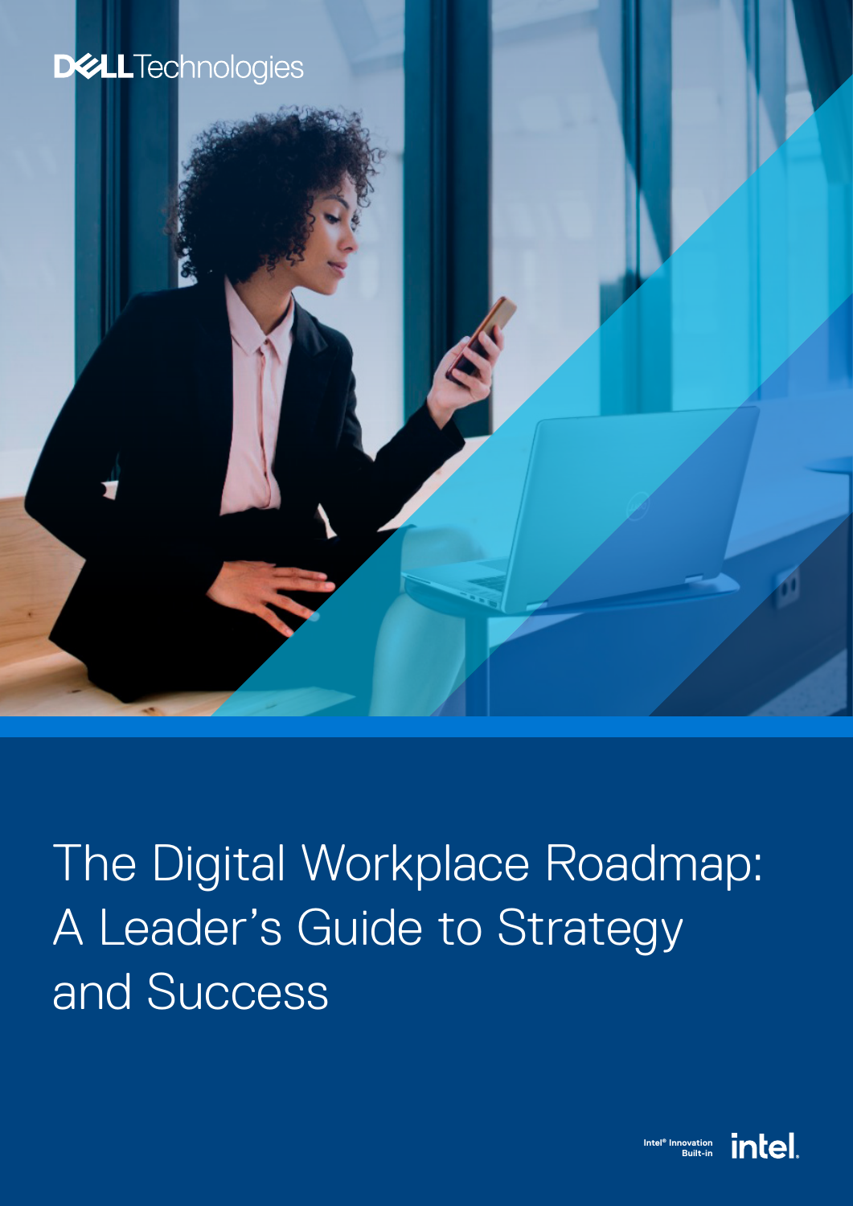Dell Technologies

# The Digital Workplace Roadmap: A Leader's Guide to Strategy and Success

Intel® Innovation Built-in

intel.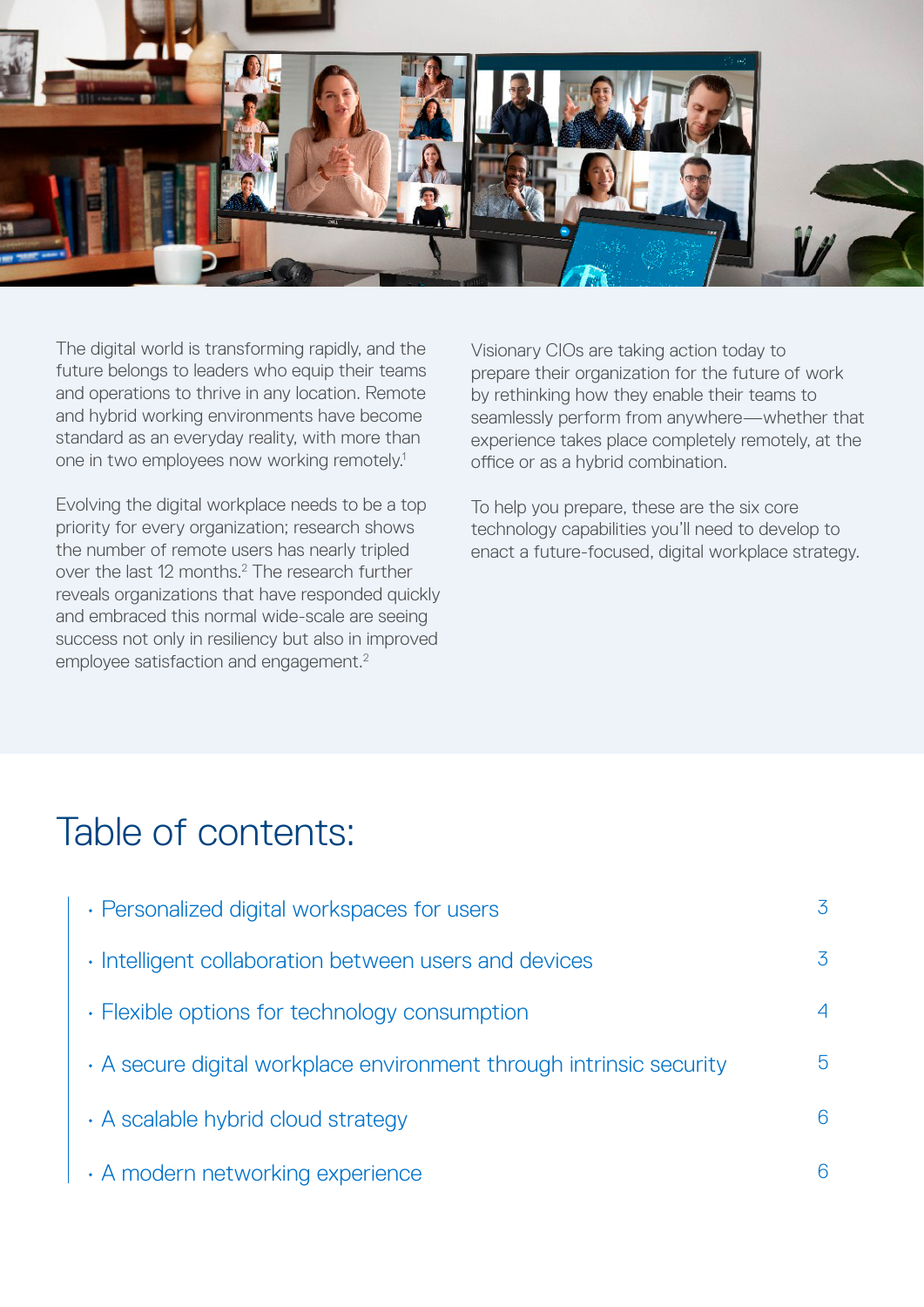The digital world is transforming rapidly, and the future belongs to leaders who equip their teams and operations to thrive in any location. Remote and hybrid working environments have become standard as an everyday reality, with more than one in two employees now working remotely.[1]

Evolving the digital workplace needs to be a top priority for every organization; research shows the number of remote users has nearly tripled over the last 12 months.[2] The research further reveals organizations that have responded quickly and embraced this normal wide-scale are seeing success not only in resiliency but also in improved employee satisfaction and engagement.[2]

Visionary CIOs are taking action today to prepare their organization for the future of work by rethinking how they enable their teams to seamlessly perform from anywhere—whether that experience takes place completely remotely, at the office or as a hybrid combination.

To help you prepare, these are the six core technology capabilities you'll need to develop to enact a future-focused, digital workplace strategy.

# Table of contents:

- Personalized digital workspaces for users — 3
- Intelligent collaboration between users and devices — 3
- Flexible options for technology consumption — 4
- A secure digital workplace environment through intrinsic security — 5
- A scalable hybrid cloud strategy — 6
- A modern networking experience — 6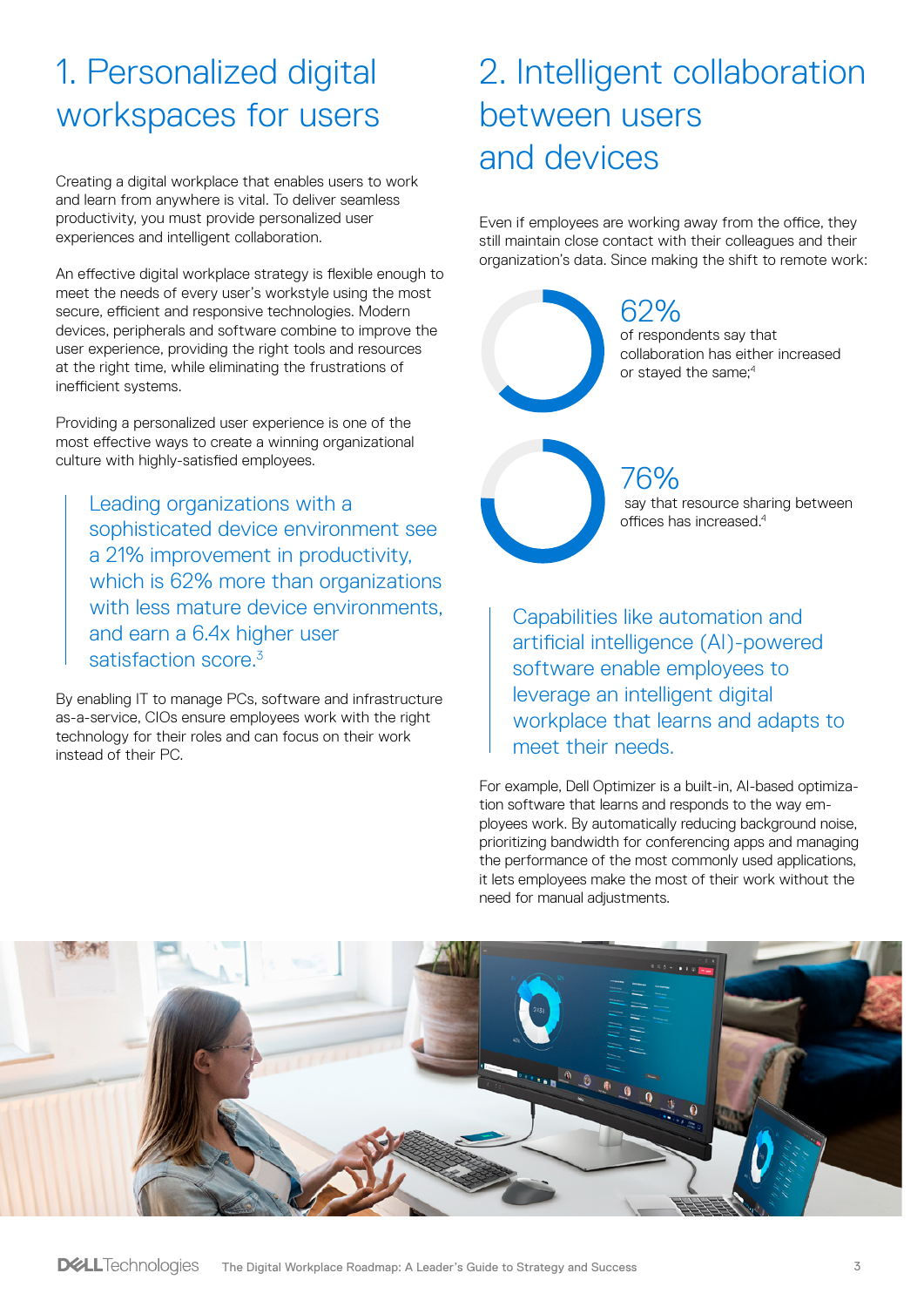## 1. Personalized digital workspaces for users

Creating a digital workplace that enables users to work and learn from anywhere is vital. To deliver seamless productivity, you must provide personalized user experiences and intelligent collaboration.

An effective digital workplace strategy is flexible enough to meet the needs of every user's workstyle using the most secure, efficient and responsive technologies. Modern devices, peripherals and software combine to improve the user experience, providing the right tools and resources at the right time, while eliminating the frustrations of inefficient systems.

Providing a personalized user experience is one of the most effective ways to create a winning organizational culture with highly-satisfied employees.

> Leading organizations with a sophisticated device environment see a 21% improvement in productivity, which is 62% more than organizations with less mature device environments, and earn a 6.4x higher user satisfaction score.[3]

By enabling IT to manage PCs, software and infrastructure as-a-service, CIOs ensure employees work with the right technology for their roles and can focus on their work instead of their PC.

## 2. Intelligent collaboration between users and devices

Even if employees are working away from the office, they still maintain close contact with their colleagues and their organization's data. Since making the shift to remote work:

**62%** of respondents say that collaboration has either increased or stayed the same;[4]

**76%** say that resource sharing between offices has increased.[4]

> Capabilities like automation and artificial intelligence (AI)-powered software enable employees to leverage an intelligent digital workplace that learns and adapts to meet their needs.

For example, Dell Optimizer is a built-in, AI-based optimization software that learns and responds to the way employees work. By automatically reducing background noise, prioritizing bandwidth for conferencing apps and managing the performance of the most commonly used applications, it lets employees make the most of their work without the need for manual adjustments.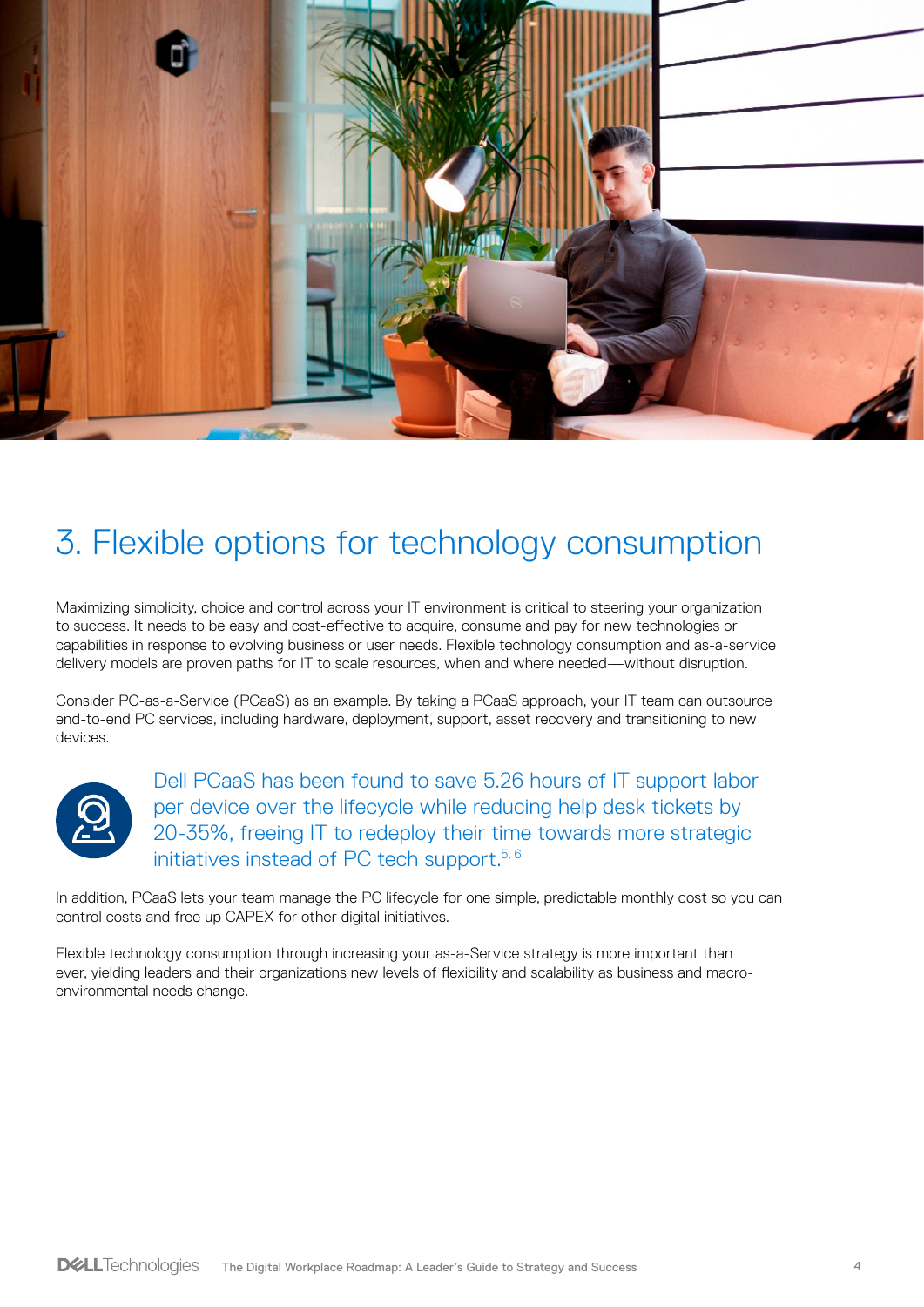# 3. Flexible options for technology consumption

Maximizing simplicity, choice and control across your IT environment is critical to steering your organization to success. It needs to be easy and cost-effective to acquire, consume and pay for new technologies or capabilities in response to evolving business or user needs. Flexible technology consumption and as-a-service delivery models are proven paths for IT to scale resources, when and where needed—without disruption.

Consider PC-as-a-Service (PCaaS) as an example. By taking a PCaaS approach, your IT team can outsource end-to-end PC services, including hardware, deployment, support, asset recovery and transitioning to new devices.

Dell PCaaS has been found to save 5.26 hours of IT support labor per device over the lifecycle while reducing help desk tickets by 20-35%, freeing IT to redeploy their time towards more strategic initiatives instead of PC tech support.[5, 6]

In addition, PCaaS lets your team manage the PC lifecycle for one simple, predictable monthly cost so you can control costs and free up CAPEX for other digital initiatives.

Flexible technology consumption through increasing your as-a-Service strategy is more important than ever, yielding leaders and their organizations new levels of flexibility and scalability as business and macro-environmental needs change.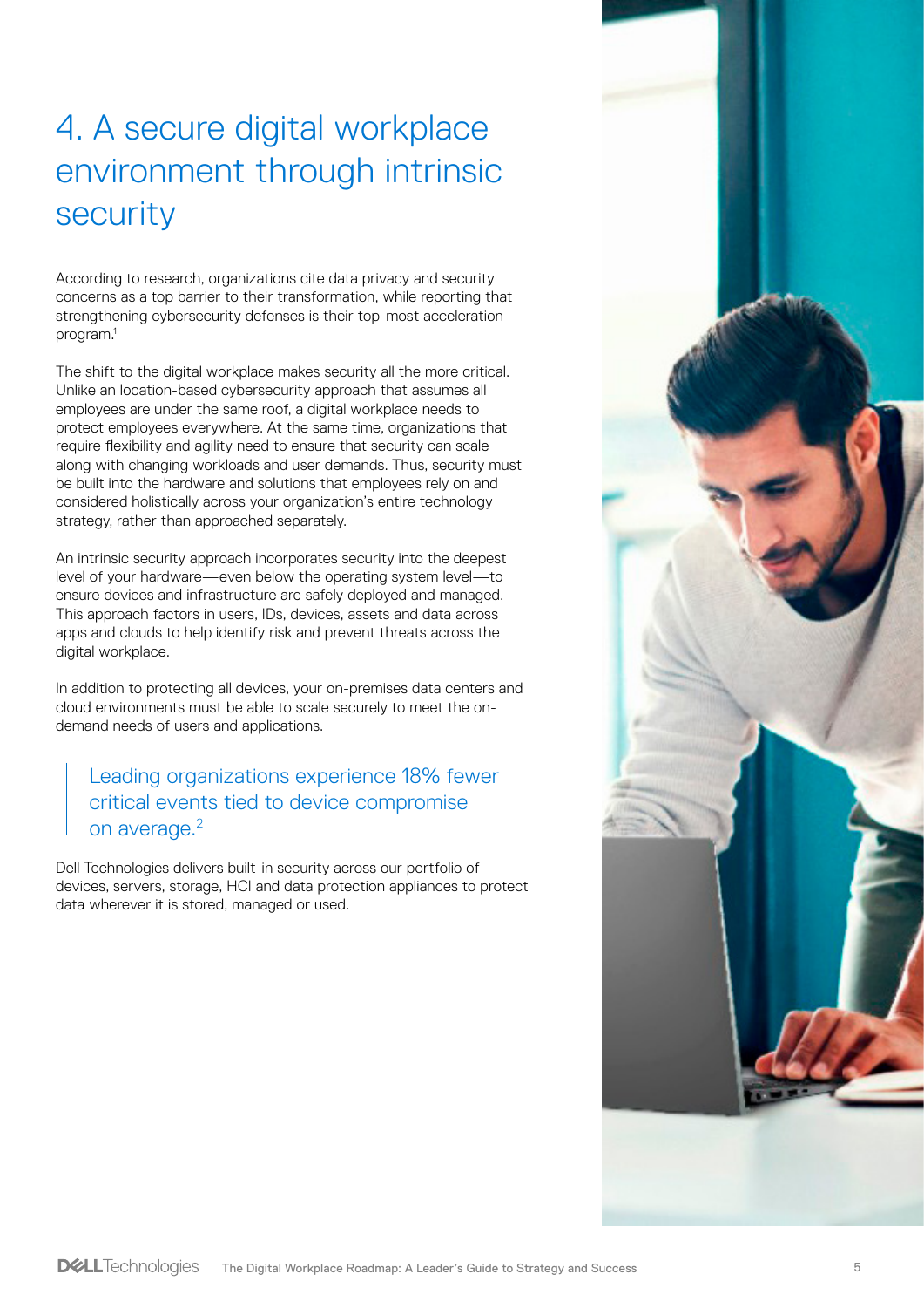# 4. A secure digital workplace environment through intrinsic security

According to research, organizations cite data privacy and security concerns as a top barrier to their transformation, while reporting that strengthening cybersecurity defenses is their top-most acceleration program.[1]

The shift to the digital workplace makes security all the more critical. Unlike an location-based cybersecurity approach that assumes all employees are under the same roof, a digital workplace needs to protect employees everywhere. At the same time, organizations that require flexibility and agility need to ensure that security can scale along with changing workloads and user demands. Thus, security must be built into the hardware and solutions that employees rely on and considered holistically across your organization's entire technology strategy, rather than approached separately.

An intrinsic security approach incorporates security into the deepest level of your hardware—even below the operating system level—to ensure devices and infrastructure are safely deployed and managed. This approach factors in users, IDs, devices, assets and data across apps and clouds to help identify risk and prevent threats across the digital workplace.

In addition to protecting all devices, your on-premises data centers and cloud environments must be able to scale securely to meet the on-demand needs of users and applications.

> Leading organizations experience 18% fewer critical events tied to device compromise on average.[2]

Dell Technologies delivers built-in security across our portfolio of devices, servers, storage, HCI and data protection appliances to protect data wherever it is stored, managed or used.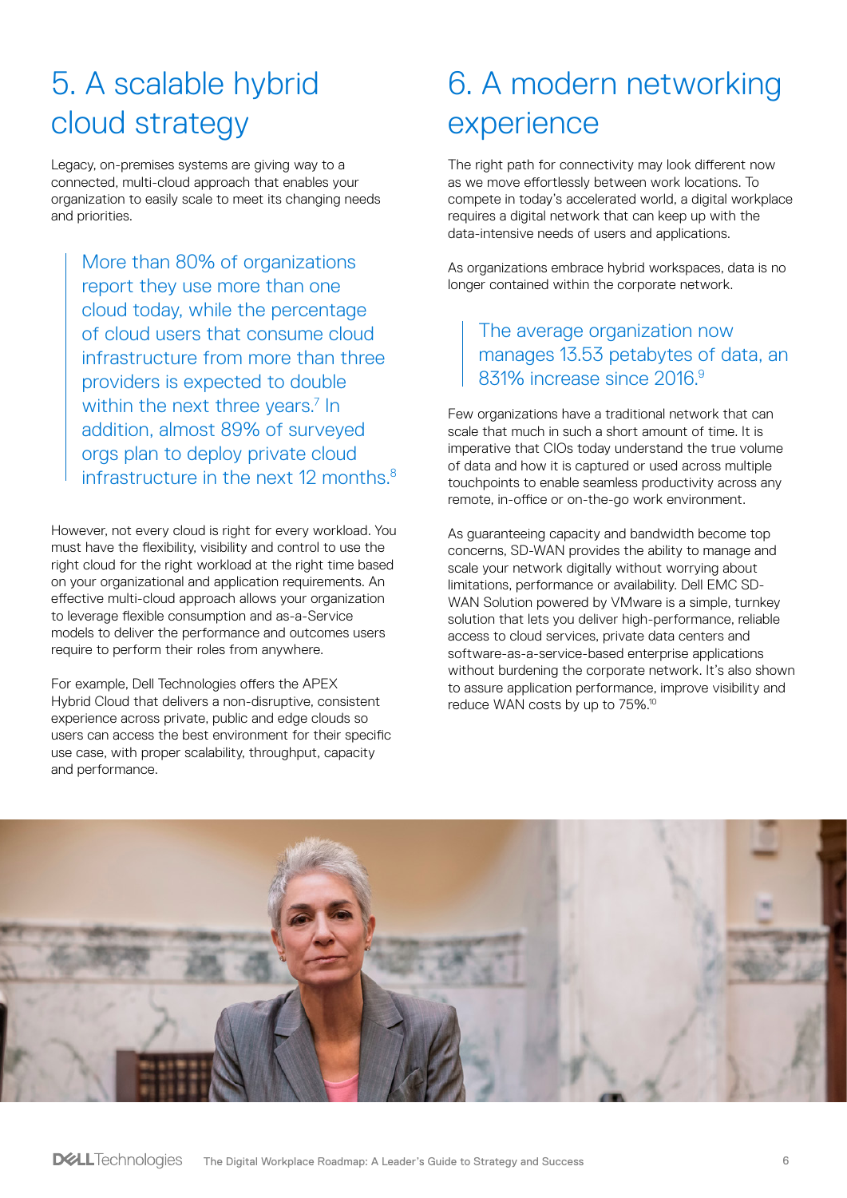## 5. A scalable hybrid cloud strategy

Legacy, on-premises systems are giving way to a connected, multi-cloud approach that enables your organization to easily scale to meet its changing needs and priorities.

> More than 80% of organizations report they use more than one cloud today, while the percentage of cloud users that consume cloud infrastructure from more than three providers is expected to double within the next three years.[7] In addition, almost 89% of surveyed orgs plan to deploy private cloud infrastructure in the next 12 months.[8]

However, not every cloud is right for every workload. You must have the flexibility, visibility and control to use the right cloud for the right workload at the right time based on your organizational and application requirements. An effective multi-cloud approach allows your organization to leverage flexible consumption and as-a-Service models to deliver the performance and outcomes users require to perform their roles from anywhere.

For example, Dell Technologies offers the APEX Hybrid Cloud that delivers a non-disruptive, consistent experience across private, public and edge clouds so users can access the best environment for their specific use case, with proper scalability, throughput, capacity and performance.

## 6. A modern networking experience

The right path for connectivity may look different now as we move effortlessly between work locations. To compete in today's accelerated world, a digital workplace requires a digital network that can keep up with the data-intensive needs of users and applications.

As organizations embrace hybrid workspaces, data is no longer contained within the corporate network.

> The average organization now manages 13.53 petabytes of data, an 831% increase since 2016.[9]

Few organizations have a traditional network that can scale that much in such a short amount of time. It is imperative that CIOs today understand the true volume of data and how it is captured or used across multiple touchpoints to enable seamless productivity across any remote, in-office or on-the-go work environment.

As guaranteeing capacity and bandwidth become top concerns, SD-WAN provides the ability to manage and scale your network digitally without worrying about limitations, performance or availability. Dell EMC SD-WAN Solution powered by VMware is a simple, turnkey solution that lets you deliver high-performance, reliable access to cloud services, private data centers and software-as-a-service-based enterprise applications without burdening the corporate network. It's also shown to assure application performance, improve visibility and reduce WAN costs by up to 75%.[10]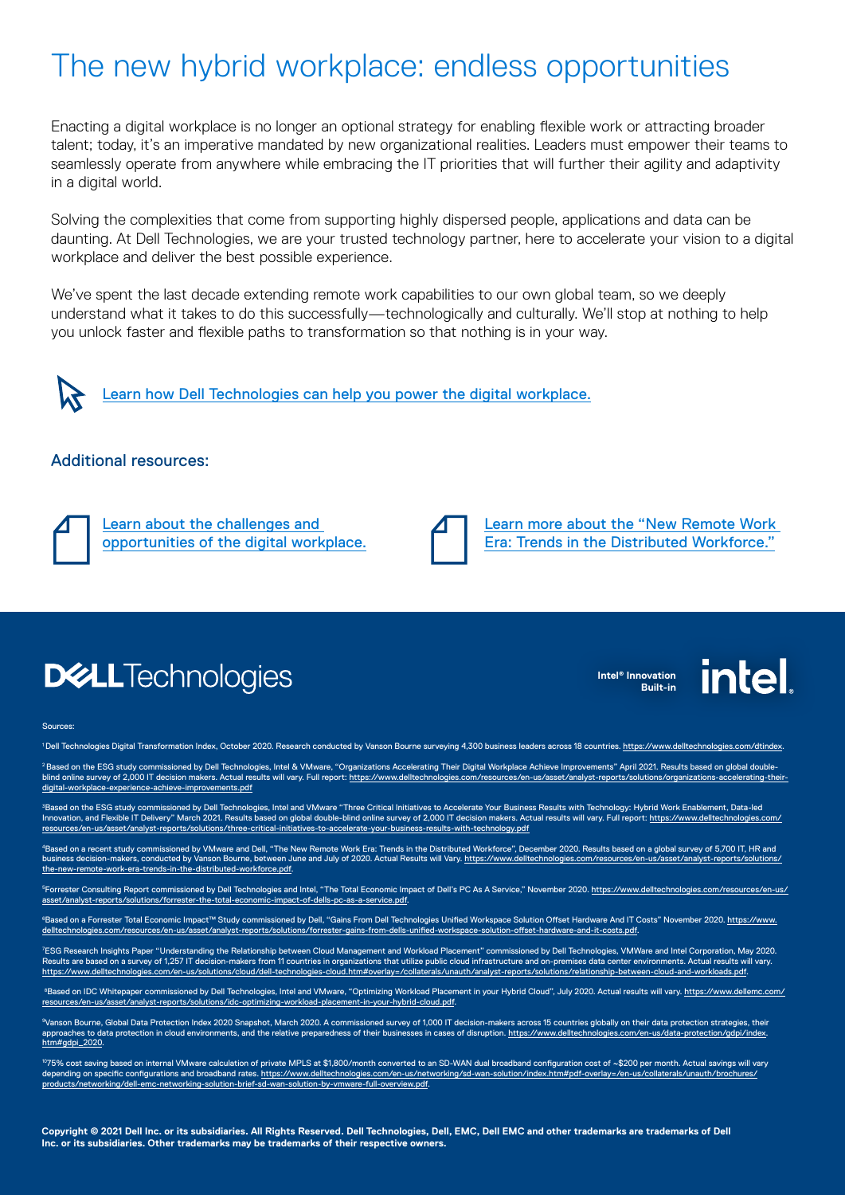# The new hybrid workplace: endless opportunities

Enacting a digital workplace is no longer an optional strategy for enabling flexible work or attracting broader talent; today, it's an imperative mandated by new organizational realities. Leaders must empower their teams to seamlessly operate from anywhere while embracing the IT priorities that will further their agility and adaptivity in a digital world.

Solving the complexities that come from supporting highly dispersed people, applications and data can be daunting. At Dell Technologies, we are your trusted technology partner, here to accelerate your vision to a digital workplace and deliver the best possible experience.

We've spent the last decade extending remote work capabilities to our own global team, so we deeply understand what it takes to do this successfully—technologically and culturally. We'll stop at nothing to help you unlock faster and flexible paths to transformation so that nothing is in your way.

Learn how Dell Technologies can help you power the digital workplace.

## Additional resources:

Learn about the challenges and opportunities of the digital workplace.

Learn more about the "New Remote Work Era: Trends in the Distributed Workforce."

DELL Technologies

Intel® Innovation Built-in

intel.

Sources:

[1] Dell Technologies Digital Transformation Index, October 2020. Research conducted by Vanson Bourne surveying 4,300 business leaders across 18 countries. https://www.delltechnologies.com/dtindex.

[2] Based on the ESG study commissioned by Dell Technologies, Intel & VMware, "Organizations Accelerating Their Digital Workplace Achieve Improvements" April 2021. Results based on global double-blind online survey of 2,000 IT decision makers. Actual results will vary. Full report: https://www.delltechnologies.com/resources/en-us/asset/analyst-reports/solutions/organizations-accelerating-their-digital-workplace-experience-achieve-improvements.pdf

[3] Based on the ESG study commissioned by Dell Technologies, Intel and VMware "Three Critical Initiatives to Accelerate Your Business Results with Technology: Hybrid Work Enablement, Data-led Innovation, and Flexible IT Delivery" March 2021. Results based on global double-blind online survey of 2,000 IT decision makers. Actual results will vary. Full report: https://www.delltechnologies.com/resources/en-us/asset/analyst-reports/solutions/three-critical-initiatives-to-accelerate-your-business-results-with-technology.pdf

[4] Based on a recent study commissioned by VMware and Dell, "The New Remote Work Era: Trends in the Distributed Workforce", December 2020. Results based on a global survey of 5,700 IT, HR and business decision-makers, conducted by Vanson Bourne, between June and July of 2020. Actual Results will Vary. https://www.delltechnologies.com/resources/en-us/asset/analyst-reports/solutions/the-new-remote-work-era-trends-in-the-distributed-workforce.pdf.

[5] Forrester Consulting Report commissioned by Dell Technologies and Intel, "The Total Economic Impact of Dell's PC As A Service," November 2020. https://www.delltechnologies.com/resources/en-us/asset/analyst-reports/solutions/forrester-the-total-economic-impact-of-dells-pc-as-a-service.pdf.

[6] Based on a Forrester Total Economic Impact™ Study commissioned by Dell, "Gains From Dell Technologies Unified Workspace Solution Offset Hardware And IT Costs" November 2020. https://www.delltechnologies.com/resources/en-us/asset/analyst-reports/solutions/forrester-gains-from-dells-unified-workspace-solution-offset-hardware-and-it-costs.pdf.

[7] ESG Research Insights Paper "Understanding the Relationship between Cloud Management and Workload Placement" commissioned by Dell Technologies, VMware and Intel Corporation, May 2020. Results are based on a survey of 1,257 IT decision-makers from 11 countries in organizations that utilize public cloud infrastructure and on-premises data center environments. Actual results will vary. https://www.delltechnologies.com/en-us/solutions/cloud/dell-technologies-cloud.htm#overlay=/collaterals/unauth/analyst-reports/solutions/relationship-between-cloud-and-workloads.pdf.

[8] Based on IDC Whitepaper commissioned by Dell Technologies, Intel and VMware, "Optimizing Workload Placement in your Hybrid Cloud", July 2020. Actual results will vary. https://www.dellemc.com/resources/en-us/asset/analyst-reports/solutions/idc-optimizing-workload-placement-in-your-hybrid-cloud.pdf.

[9] Vanson Bourne, Global Data Protection Index 2020 Snapshot, March 2020. A commissioned survey of 1,000 IT decision-makers across 15 countries globally on their data protection strategies, their approaches to data protection in cloud environments, and the relative preparedness of their businesses in cases of disruption. https://www.delltechnologies.com/en-us/data-protection/gdpi/index.htm#gdpi_2020.

[10] 75% cost saving based on internal VMware calculation of private MPLS at $1,800/month converted to an SD-WAN dual broadband configuration cost of ~$200 per month. Actual savings will vary depending on specific configurations and broadband rates. https://www.delltechnologies.com/en-us/networking/sd-wan-solution/index.htm#pdf-overlay=/en-us/collaterals/unauth/brochures/products/networking/dell-emc-networking-solution-brief-sd-wan-solution-by-vmware-full-overview.pdf.

**Copyright © 2021 Dell Inc. or its subsidiaries. All Rights Reserved. Dell Technologies, Dell, EMC, Dell EMC and other trademarks are trademarks of Dell Inc. or its subsidiaries. Other trademarks may be trademarks of their respective owners.**